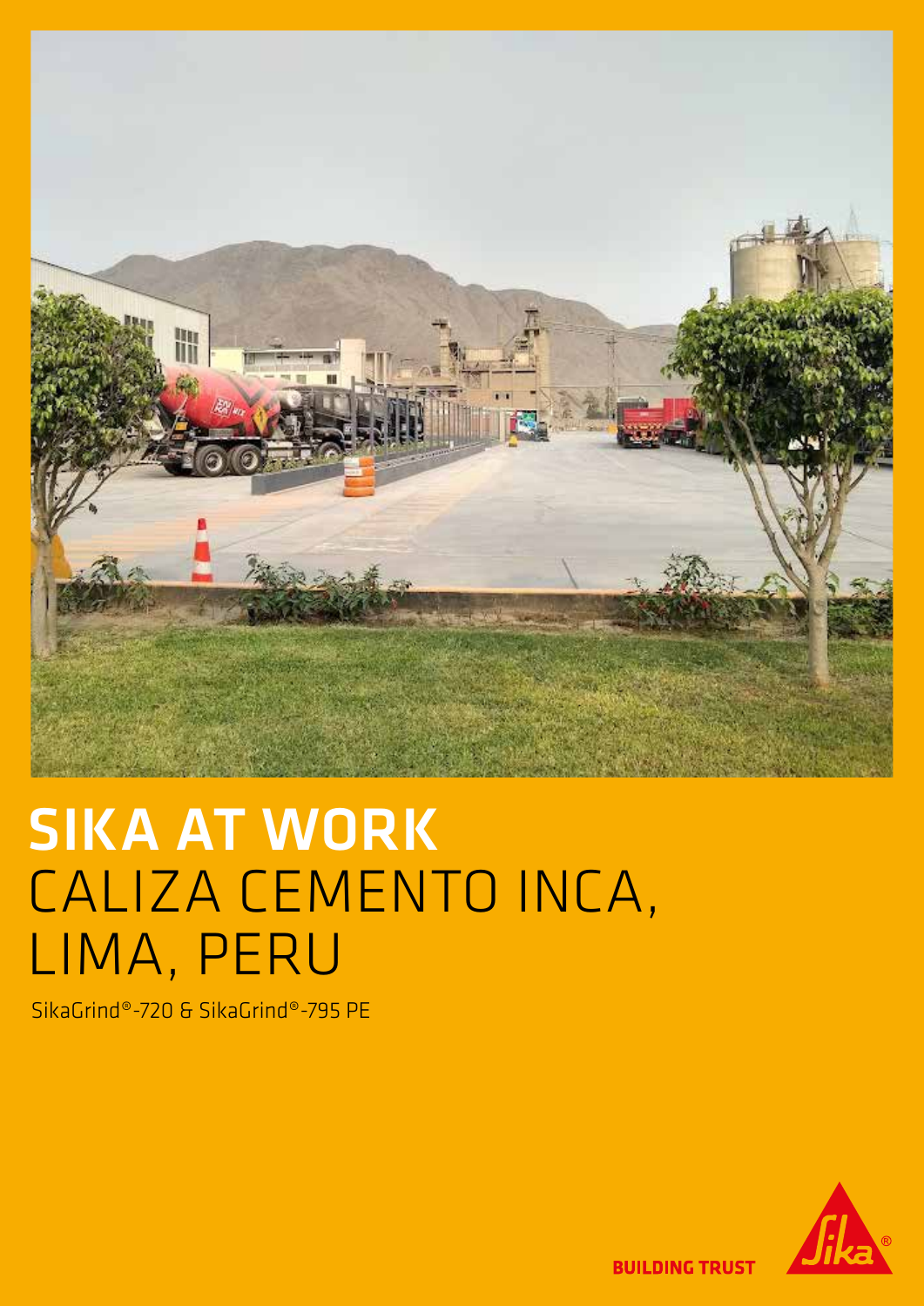# SIKA AT WORK
# CALIZA CEMENTO INCA, LIMA, PERU

SikaGrind®-720 & SikaGrind®-795 PE

BUILDING TRUST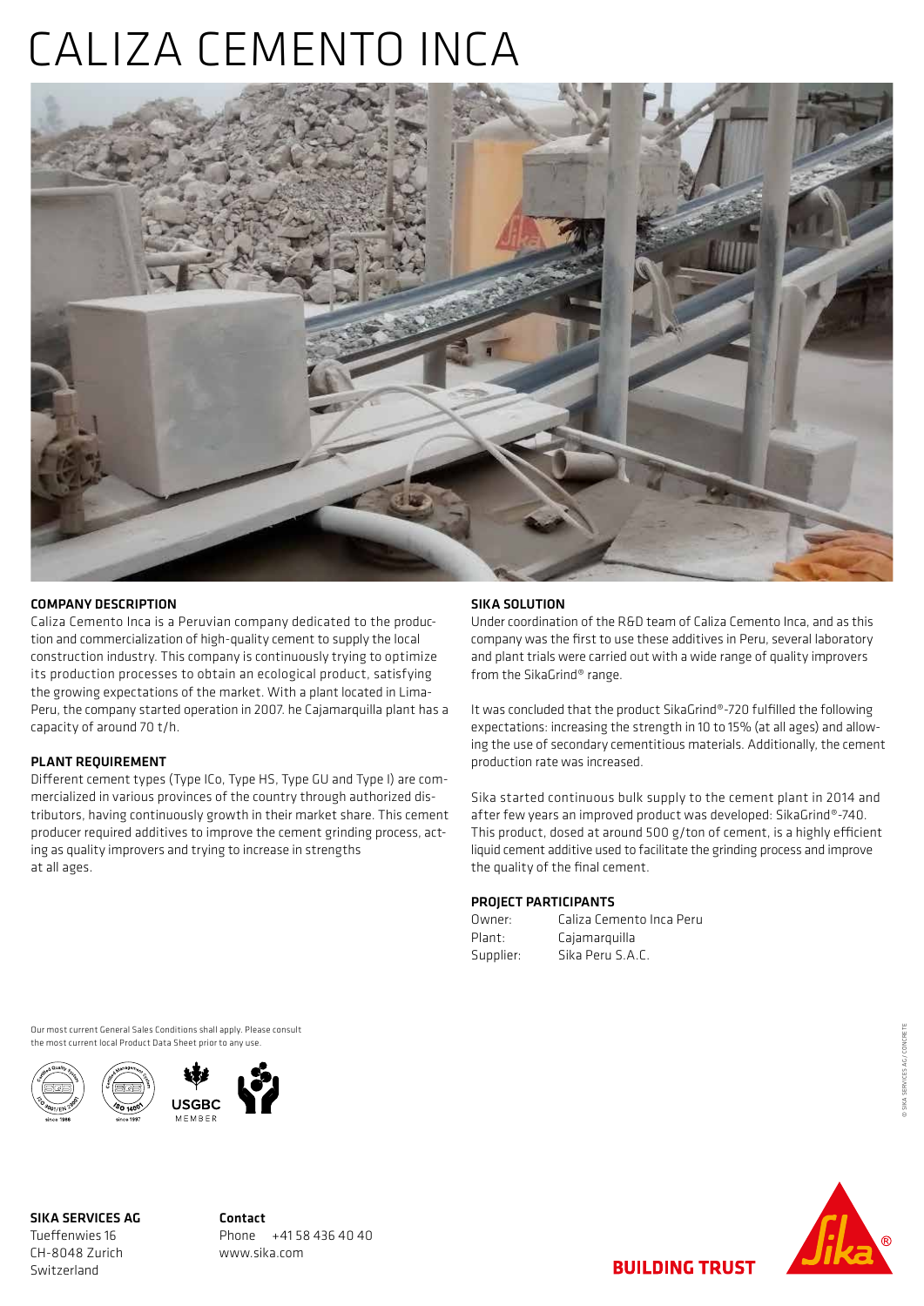# CALIZA CEMENTO INCA

## COMPANY DESCRIPTION

Caliza Cemento Inca is a Peruvian company dedicated to the production and commercialization of high-quality cement to supply the local construction industry. This company is continuously trying to optimize its production processes to obtain an ecological product, satisfying the growing expectations of the market. With a plant located in Lima-Peru, the company started operation in 2007. he Cajamarquilla plant has a capacity of around 70 t/h.

## PLANT REQUIREMENT

Different cement types (Type ICo, Type HS, Type GU and Type I) are commercialized in various provinces of the country through authorized distributors, having continuously growth in their market share. This cement producer required additives to improve the cement grinding process, acting as quality improvers and trying to increase in strengths at all ages.

## SIKA SOLUTION

Under coordination of the R&D team of Caliza Cemento Inca, and as this company was the first to use these additives in Peru, several laboratory and plant trials were carried out with a wide range of quality improvers from the SikaGrind® range.

It was concluded that the product SikaGrind®-720 fulfilled the following expectations: increasing the strength in 10 to 15% (at all ages) and allowing the use of secondary cementitious materials. Additionally, the cement production rate was increased.

Sika started continuous bulk supply to the cement plant in 2014 and after few years an improved product was developed: SikaGrind®-740. This product, dosed at around 500 g/ton of cement, is a highly efficient liquid cement additive used to facilitate the grinding process and improve the quality of the final cement.

## PROJECT PARTICIPANTS

| | |
|---|---|
| Owner: | Caliza Cemento Inca Peru |
| Plant: | Cajamarquilla |
| Supplier: | Sika Peru S.A.C. |

Our most current General Sales Conditions shall apply. Please consult the most current local Product Data Sheet prior to any use.

**SIKA SERVICES AG**
Tueffenwies 16
CH-8048 Zurich
Switzerland

**Contact**
Phone +41 58 436 40 40
www.sika.com

**BUILDING TRUST**